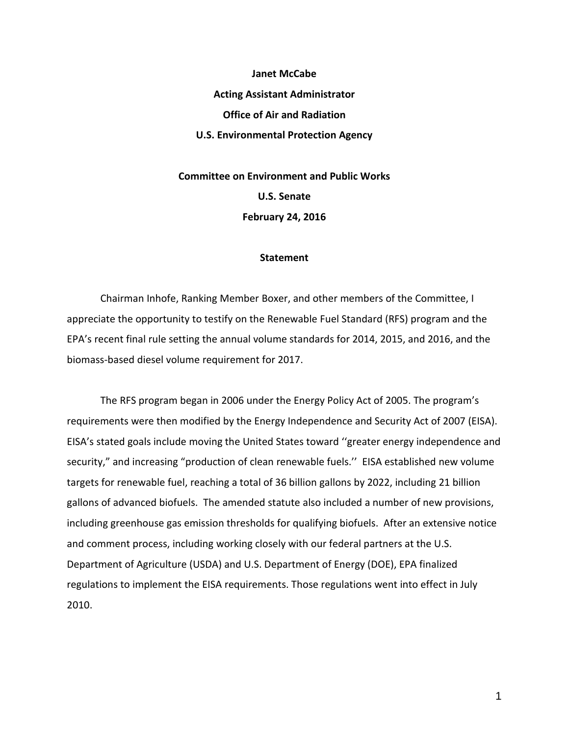**Janet McCabe**

**Acting Assistant Administrator**

**Office of Air and Radiation**

**U.S. Environmental Protection Agency**

**Committee on Environment and Public Works**

**U.S. Senate**

**February 24, 2016**

**Statement**

Chairman Inhofe, Ranking Member Boxer, and other members of the Committee, I appreciate the opportunity to testify on the Renewable Fuel Standard (RFS) program and the EPA's recent final rule setting the annual volume standards for 2014, 2015, and 2016, and the biomass-based diesel volume requirement for 2017.

The RFS program began in 2006 under the Energy Policy Act of 2005. The program's requirements were then modified by the Energy Independence and Security Act of 2007 (EISA). EISA's stated goals include moving the United States toward ''greater energy independence and security," and increasing "production of clean renewable fuels.'' EISA established new volume targets for renewable fuel, reaching a total of 36 billion gallons by 2022, including 21 billion gallons of advanced biofuels. The amended statute also included a number of new provisions, including greenhouse gas emission thresholds for qualifying biofuels. After an extensive notice and comment process, including working closely with our federal partners at the U.S. Department of Agriculture (USDA) and U.S. Department of Energy (DOE), EPA finalized regulations to implement the EISA requirements. Those regulations went into effect in July 2010.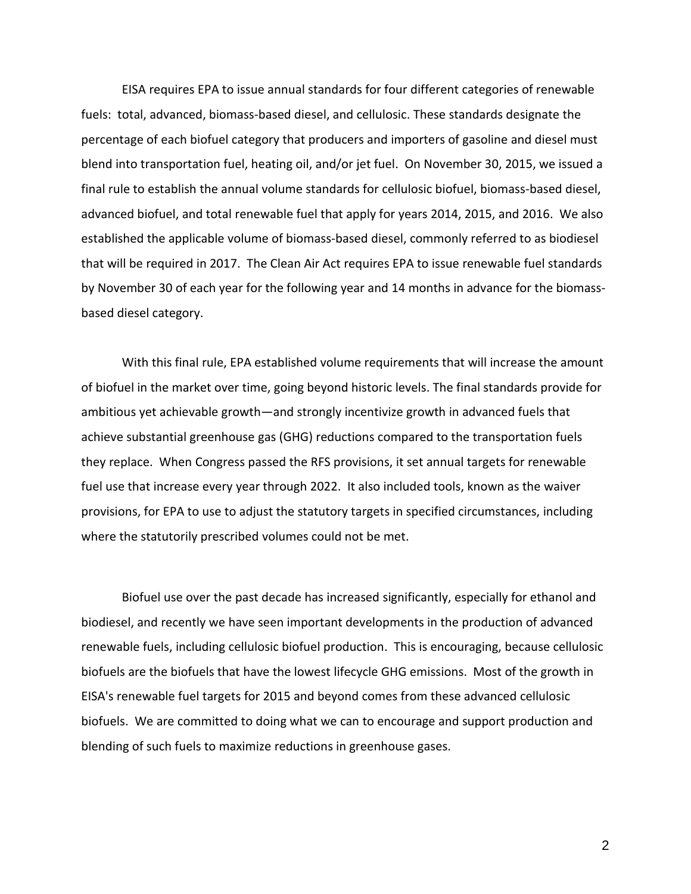EISA requires EPA to issue annual standards for four different categories of renewable fuels: total, advanced, biomass-based diesel, and cellulosic. These standards designate the percentage of each biofuel category that producers and importers of gasoline and diesel must blend into transportation fuel, heating oil, and/or jet fuel. On November 30, 2015, we issued a final rule to establish the annual volume standards for cellulosic biofuel, biomass-based diesel, advanced biofuel, and total renewable fuel that apply for years 2014, 2015, and 2016. We also established the applicable volume of biomass-based diesel, commonly referred to as biodiesel that will be required in 2017. The Clean Air Act requires EPA to issue renewable fuel standards by November 30 of each year for the following year and 14 months in advance for the biomass-based diesel category.

With this final rule, EPA established volume requirements that will increase the amount of biofuel in the market over time, going beyond historic levels. The final standards provide for ambitious yet achievable growth—and strongly incentivize growth in advanced fuels that achieve substantial greenhouse gas (GHG) reductions compared to the transportation fuels they replace. When Congress passed the RFS provisions, it set annual targets for renewable fuel use that increase every year through 2022. It also included tools, known as the waiver provisions, for EPA to use to adjust the statutory targets in specified circumstances, including where the statutorily prescribed volumes could not be met.

Biofuel use over the past decade has increased significantly, especially for ethanol and biodiesel, and recently we have seen important developments in the production of advanced renewable fuels, including cellulosic biofuel production. This is encouraging, because cellulosic biofuels are the biofuels that have the lowest lifecycle GHG emissions. Most of the growth in EISA's renewable fuel targets for 2015 and beyond comes from these advanced cellulosic biofuels. We are committed to doing what we can to encourage and support production and blending of such fuels to maximize reductions in greenhouse gases.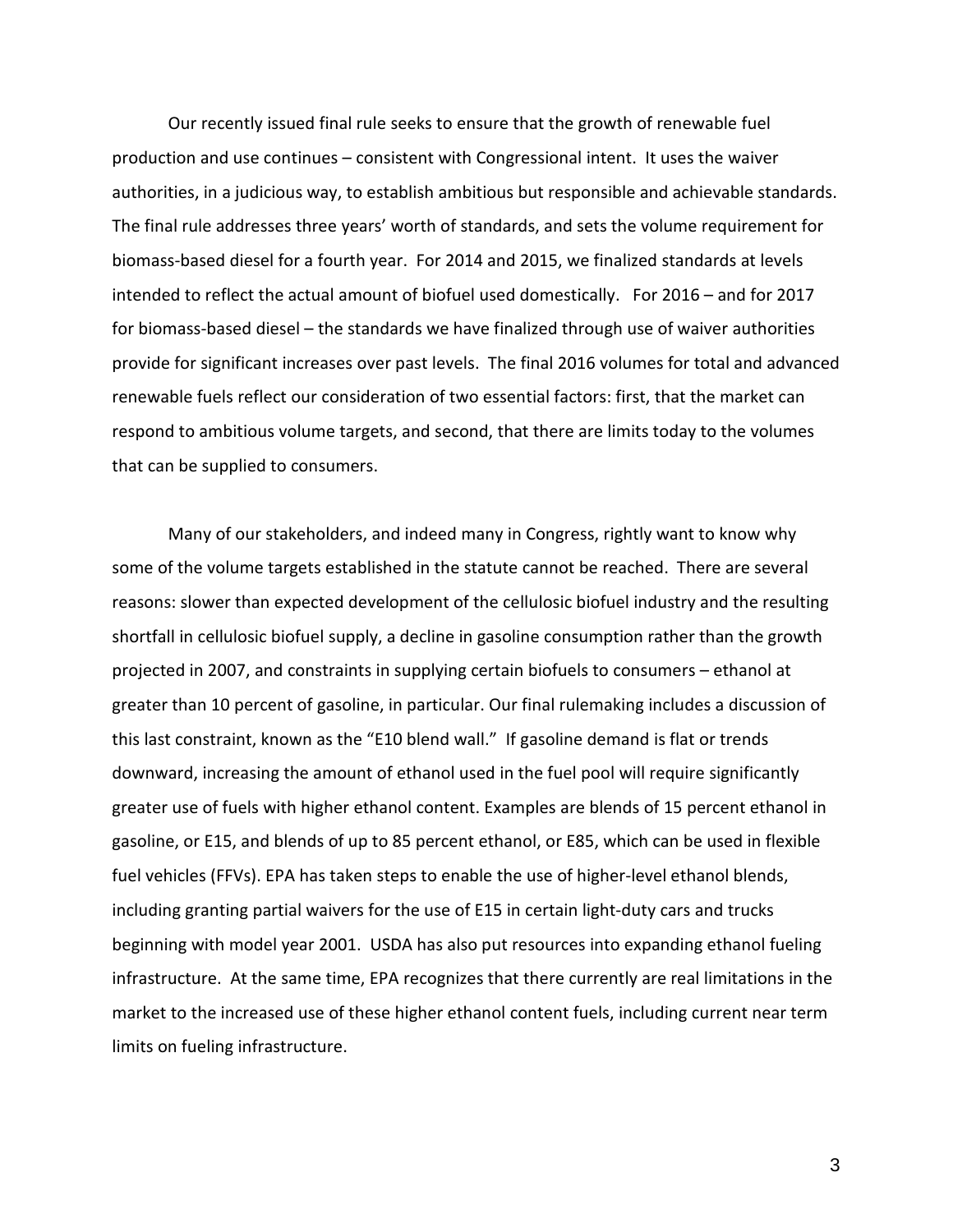Our recently issued final rule seeks to ensure that the growth of renewable fuel production and use continues – consistent with Congressional intent. It uses the waiver authorities, in a judicious way, to establish ambitious but responsible and achievable standards. The final rule addresses three years' worth of standards, and sets the volume requirement for biomass-based diesel for a fourth year. For 2014 and 2015, we finalized standards at levels intended to reflect the actual amount of biofuel used domestically. For 2016 – and for 2017 for biomass-based diesel – the standards we have finalized through use of waiver authorities provide for significant increases over past levels. The final 2016 volumes for total and advanced renewable fuels reflect our consideration of two essential factors: first, that the market can respond to ambitious volume targets, and second, that there are limits today to the volumes that can be supplied to consumers.

Many of our stakeholders, and indeed many in Congress, rightly want to know why some of the volume targets established in the statute cannot be reached. There are several reasons: slower than expected development of the cellulosic biofuel industry and the resulting shortfall in cellulosic biofuel supply, a decline in gasoline consumption rather than the growth projected in 2007, and constraints in supplying certain biofuels to consumers – ethanol at greater than 10 percent of gasoline, in particular. Our final rulemaking includes a discussion of this last constraint, known as the "E10 blend wall." If gasoline demand is flat or trends downward, increasing the amount of ethanol used in the fuel pool will require significantly greater use of fuels with higher ethanol content. Examples are blends of 15 percent ethanol in gasoline, or E15, and blends of up to 85 percent ethanol, or E85, which can be used in flexible fuel vehicles (FFVs). EPA has taken steps to enable the use of higher-level ethanol blends, including granting partial waivers for the use of E15 in certain light-duty cars and trucks beginning with model year 2001. USDA has also put resources into expanding ethanol fueling infrastructure. At the same time, EPA recognizes that there currently are real limitations in the market to the increased use of these higher ethanol content fuels, including current near term limits on fueling infrastructure.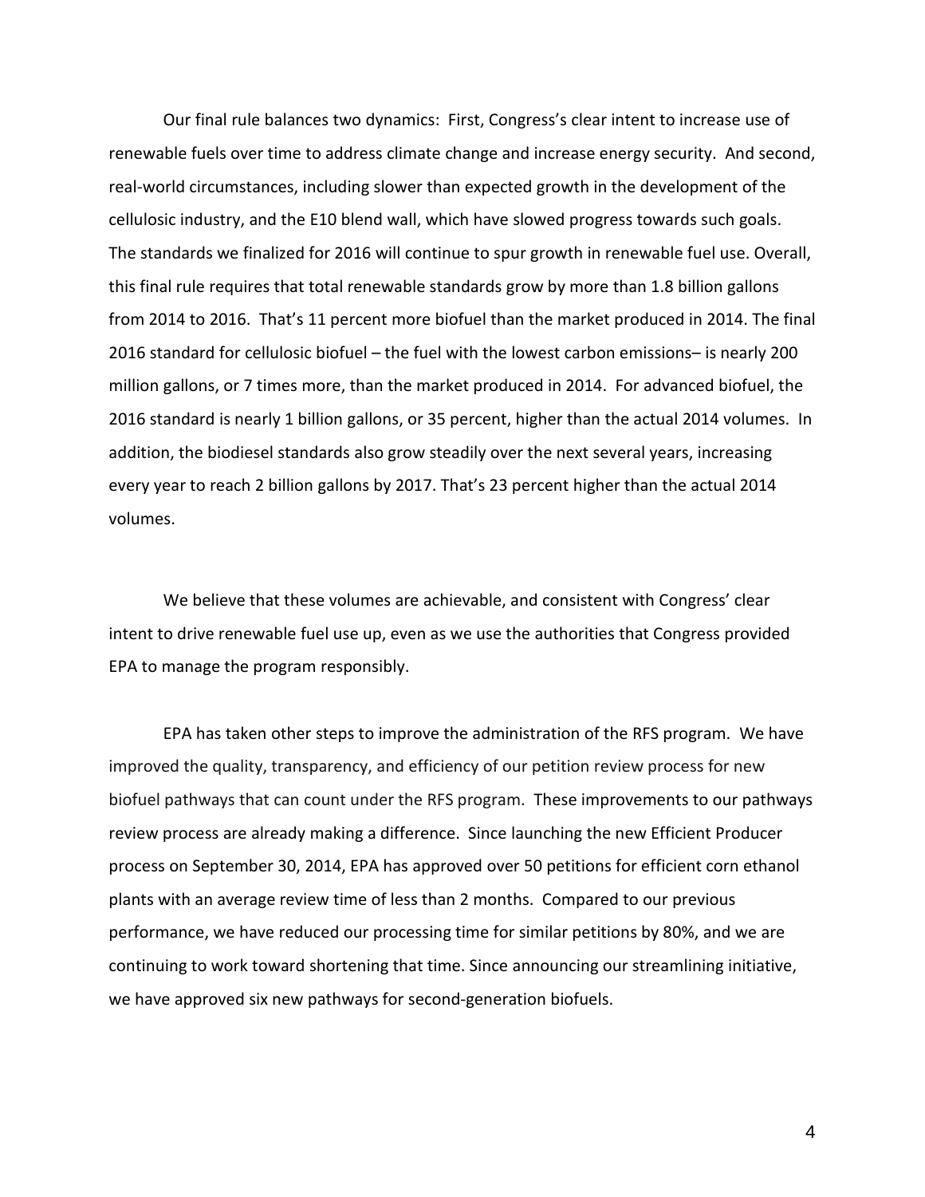Our final rule balances two dynamics: First, Congress's clear intent to increase use of renewable fuels over time to address climate change and increase energy security. And second, real-world circumstances, including slower than expected growth in the development of the cellulosic industry, and the E10 blend wall, which have slowed progress towards such goals. The standards we finalized for 2016 will continue to spur growth in renewable fuel use. Overall, this final rule requires that total renewable standards grow by more than 1.8 billion gallons from 2014 to 2016. That's 11 percent more biofuel than the market produced in 2014. The final 2016 standard for cellulosic biofuel – the fuel with the lowest carbon emissions– is nearly 200 million gallons, or 7 times more, than the market produced in 2014. For advanced biofuel, the 2016 standard is nearly 1 billion gallons, or 35 percent, higher than the actual 2014 volumes. In addition, the biodiesel standards also grow steadily over the next several years, increasing every year to reach 2 billion gallons by 2017. That's 23 percent higher than the actual 2014 volumes.

We believe that these volumes are achievable, and consistent with Congress' clear intent to drive renewable fuel use up, even as we use the authorities that Congress provided EPA to manage the program responsibly.

EPA has taken other steps to improve the administration of the RFS program. We have improved the quality, transparency, and efficiency of our petition review process for new biofuel pathways that can count under the RFS program. These improvements to our pathways review process are already making a difference. Since launching the new Efficient Producer process on September 30, 2014, EPA has approved over 50 petitions for efficient corn ethanol plants with an average review time of less than 2 months. Compared to our previous performance, we have reduced our processing time for similar petitions by 80%, and we are continuing to work toward shortening that time. Since announcing our streamlining initiative, we have approved six new pathways for second-generation biofuels.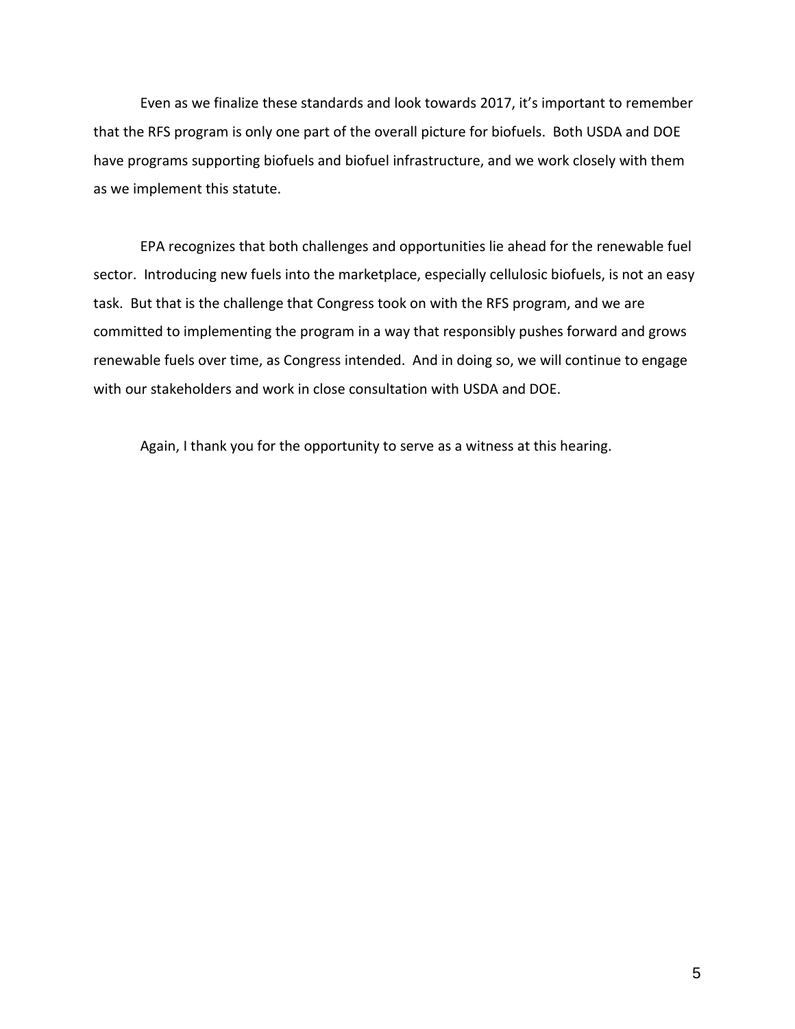Even as we finalize these standards and look towards 2017, it's important to remember that the RFS program is only one part of the overall picture for biofuels. Both USDA and DOE have programs supporting biofuels and biofuel infrastructure, and we work closely with them as we implement this statute.

EPA recognizes that both challenges and opportunities lie ahead for the renewable fuel sector. Introducing new fuels into the marketplace, especially cellulosic biofuels, is not an easy task. But that is the challenge that Congress took on with the RFS program, and we are committed to implementing the program in a way that responsibly pushes forward and grows renewable fuels over time, as Congress intended. And in doing so, we will continue to engage with our stakeholders and work in close consultation with USDA and DOE.

Again, I thank you for the opportunity to serve as a witness at this hearing.